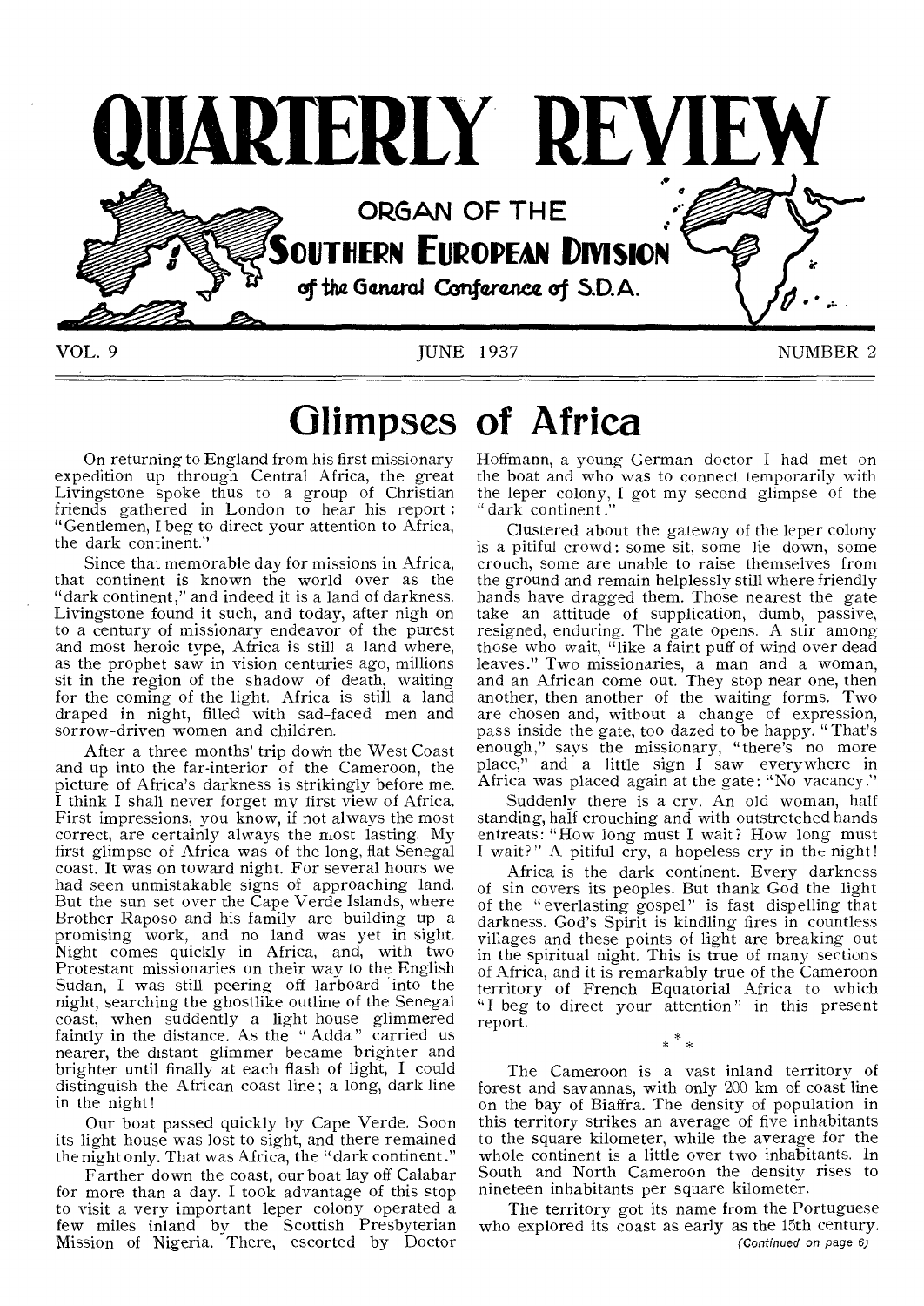# QUARTERLY REVIEW

ORGAN OF THE

SOUTHERN EUROPEAN DIVISION

of the General Conference of S.D.A.

VOL. 9 — JUNE 1937 — NUMBER 2

## Glimpses of Africa

On returning to England from his first missionary expedition up through Central Africa, the great Livingstone spoke thus to a group of Christian friends gathered in London to hear his report: "Gentlemen, I beg to direct your attention to Africa, the dark continent."

Since that memorable day for missions in Africa, that continent is known the world over as the "dark continent," and indeed it is a land of darkness. Livingstone found it such, and today, after nigh on to a century of missionary endeavor of the purest and most heroic type, Africa is still a land where, as the prophet saw in vision centuries ago, millions sit in the region of the shadow of death, waiting for the coming of the light. Africa is still a land draped in night, filled with sad-faced men and sorrow-driven women and children.

After a three months' trip down the West Coast and up into the far-interior of the Cameroon, the picture of Africa's darkness is strikingly before me. I think I shall never forget my first view of Africa. First impressions, you know, if not always the most correct, are certainly always the most lasting. My first glimpse of Africa was of the long, flat Senegal coast. It was on toward night. For several hours we had seen unmistakable signs of approaching land. But the sun set over the Cape Verde Islands, where Brother Raposo and his family are building up a promising work, and no land was yet in sight. Night comes quickly in Africa, and, with two Protestant missionaries on their way to the English Sudan, I was still peering off larboard into the night, searching the ghostlike outline of the Senegal coast, when suddenly a light-house glimmered faintly in the distance. As the "Adda" carried us nearer, the distant glimmer became brighter and brighter until finally at each flash of light, I could distinguish the African coast line; a long, dark line in the night!

Our boat passed quickly by Cape Verde. Soon its light-house was lost to sight, and there remained the night only. That was Africa, the "dark continent."

Farther down the coast, our boat lay off Calabar for more than a day. I took advantage of this stop to visit a very important leper colony operated a few miles inland by the Scottish Presbyterian Mission of Nigeria. There, escorted by Doctor Hoffmann, a young German doctor I had met on the boat and who was to connect temporarily with the leper colony, I got my second glimpse of the "dark continent."

Clustered about the gateway of the leper colony is a pitiful crowd: some sit, some lie down, some crouch, some are unable to raise themselves from the ground and remain helplessly still where friendly hands have dragged them. Those nearest the gate take an attitude of supplication, dumb, passive, resigned, enduring. The gate opens. A stir among those who wait, "like a faint puff of wind over dead leaves." Two missionaries, a man and a woman, and an African come out. They stop near one, then another, then another of the waiting forms. Two are chosen and, without a change of expression, pass inside the gate, too dazed to be happy. "That's enough," says the missionary, "there's no more place," and a little sign I saw everywhere in Africa was placed again at the gate: "No vacancy."

Suddenly there is a cry. An old woman, half standing, half crouching and with outstretched hands entreats: "How long must I wait? How long must I wait?" A pitiful cry, a hopeless cry in the night!

Africa is the dark continent. Every darkness of sin covers its peoples. But thank God the light of the "everlasting gospel" is fast dispelling that darkness. God's Spirit is kindling fires in countless villages and these points of light are breaking out in the spiritual night. This is true of many sections of Africa, and it is remarkably true of the Cameroon territory of French Equatorial Africa to which "I beg to direct your attention" in this present report.

\* \* \*

The Cameroon is a vast inland territory of forest and savannas, with only 200 km of coast line on the bay of Biaffra. The density of population in this territory strikes an average of five inhabitants to the square kilometer, while the average for the whole continent is a little over two inhabitants. In South and North Cameroon the density rises to nineteen inhabitants per square kilometer.

The territory got its name from the Portuguese who explored its coast as early as the 15th century.

*(Continued on page 6)*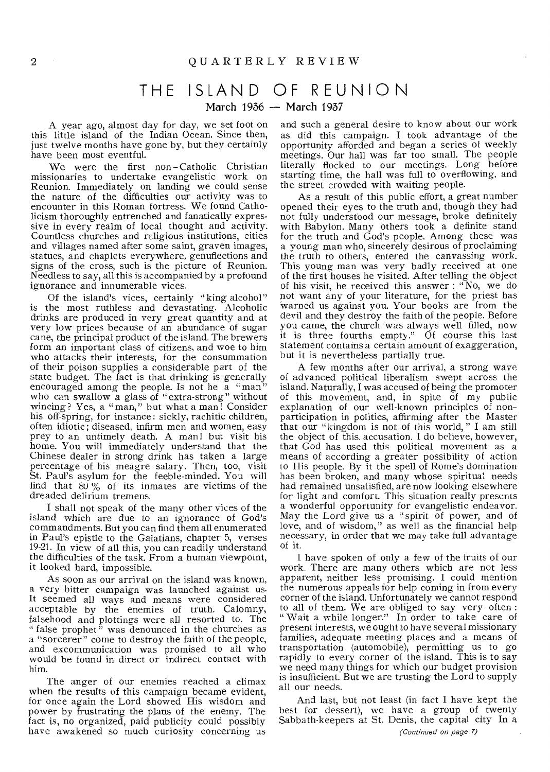# THE ISLAND OF REUNION

March 1936 — March 1937

A year ago, almost day for day, we set foot on this little island of the Indian Ocean. Since then, just twelve months have gone by, but they certainly have been most eventful.

We were the first non-Catholic Christian missionaries to undertake evangelistic work on Reunion. Immediately on landing we could sense the nature of the difficulties our activity was to encounter in this Roman fortress. We found Catholicism thoroughly entrenched and fanatically expressive in every realm of local thought and activity. Countless churches and religious institutions, cities and villages named after some saint, graven images, statues, and chaplets everywhere, genuflections and signs of the cross, such is the picture of Reunion. Needless to say, all this is accompanied by a profound ignorance and innumerable vices.

Of the island's vices, certainly "king alcohol" is the most ruthless and devastating. Alcoholic drinks are produced in very great quantity and at very low prices because of an abundance of sugar cane, the principal product of the island. The brewers form an important class of citizens, and woe to him who attacks their interests, for the consummation of their poison supplies a considerable part of the state budget. The fact is that drinking is generally encouraged among the people. Is not he a "man" who can swallow a glass of "extra-strong" without wincing? Yes, a "man," but what a man! Consider his off-spring, for instance: sickly, rachitic children, often idiotic; diseased, infirm men and women, easy prey to an untimely death. A man! but visit his home. You will immediately understand that the Chinese dealer in strong drink has taken a large percentage of his meagre salary. Then, too, visit St. Paul's asylum for the feeble-minded. You will find that 80 % of its inmates are victims of the dreaded delirium tremens.

I shall not speak of the many other vices of the island which are due to an ignorance of God's commandments. But you can find them all enumerated in Paul's epistle to the Galatians, chapter 5, verses 19-21. In view of all this, you can readily understand the difficulties of the task. From a human viewpoint, it looked hard, impossible.

As soon as our arrival on the island was known, a very bitter campaign was launched against us. It seemed all ways and means were considered acceptable by the enemies of truth. Calomny, falsehood and plottings were all resorted to. The "false prophet" was denounced in the churches as a "sorcerer" come to destroy the faith of the people, and excommunication was promised to all who would be found in direct or indirect contact with him.

The anger of our enemies reached a climax when the results of this campaign became evident, for once again the Lord showed His wisdom and power by frustrating the plans of the enemy. The fact is, no organized, paid publicity could possibly have awakened so much curiosity concerning us and such a general desire to know about our work as did this campaign. I took advantage of the opportunity afforded and began a series of weekly meetings. Our hall was far too small. The people literally flocked to our meetings. Long before starting time, the hall was full to overflowing, and the street crowded with waiting people.

As a result of this public effort, a great number opened their eyes to the truth and, though they had not fully understood our message, broke definitely with Babylon. Many others took a definite stand for the truth and God's people. Among these was a young man who, sincerely desirous of proclaiming the truth to others, entered the canvassing work. This young man was very badly received at one of the first houses he visited. After telling the object of his visit, he received this answer: "No, we do not want any of your literature, for the priest has warned us against you. Your books are from the devil and they destroy the faith of the people. Before you came, the church was always well filled, now it is three fourths empty." Of course this last statement contains a certain amount of exaggeration, but it is nevertheless partially true.

A few months after our arrival, a strong wave of advanced political liberalism swept across the island. Naturally, I was accused of being the promoter of this movement, and, in spite of my public explanation of our well-known principles of non-participation in politics, affirming after the Master that our "kingdom is not of this world," I am still the object of this accusation. I do believe, however, that God has used this political movement as a means of according a greater possibility of action to His people. By it the spell of Rome's domination has been broken, and many whose spiritual needs had remained unsatisfied, are now looking elsewhere for light and comfort. This situation really presents a wonderful opportunity for evangelistic endeavor. May the Lord give us a "spirit of power, and of love, and of wisdom," as well as the financial help necessary, in order that we may take full advantage of it.

I have spoken of only a few of the fruits of our work. There are many others which are not less apparent, neither less promising. I could mention the numerous appeals for help coming in from every corner of the island. Unfortunately we cannot respond to all of them. We are obliged to say very often: "Wait a while longer." In order to take care of present interests, we ought to have several missionary families, adequate meeting places and a means of transportation (automobile), permitting us to go rapidly to every corner of the island. This is to say we need many things for which our budget provision is insufficient. But we are trusting the Lord to supply all our needs.

And last, but not least (in fact I have kept the best for dessert), we have a group of twenty Sabbath-keepers at St. Denis, the capital city In a

*(Continued on page 7)*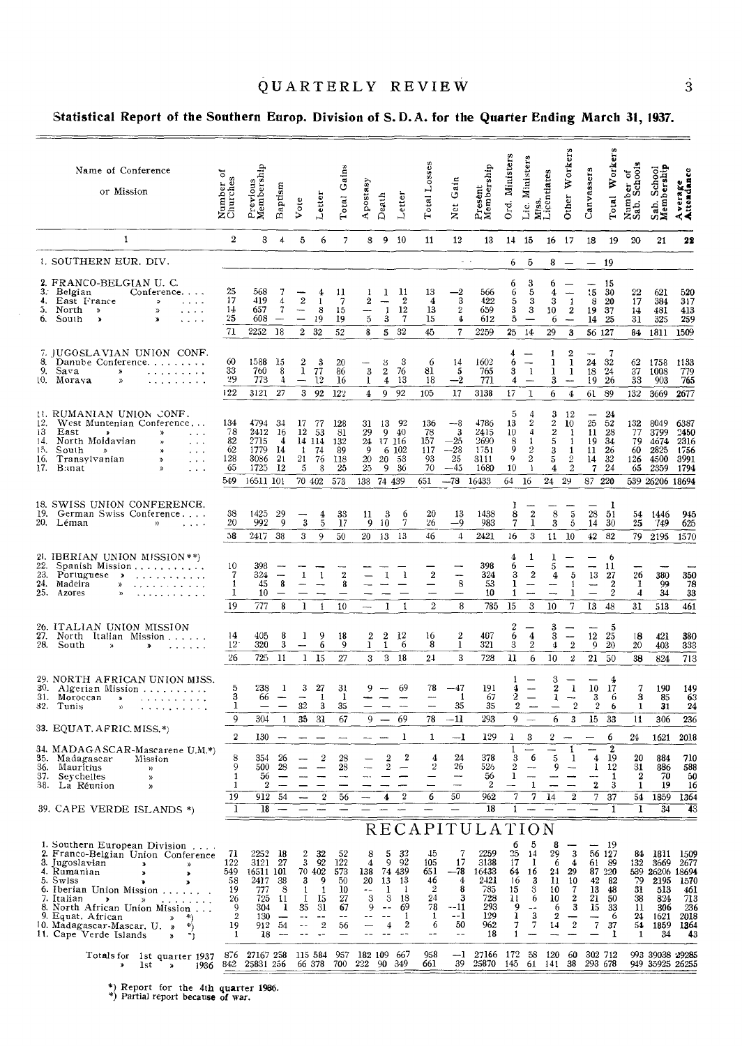## Statistical Report of the Southern Europ. Division of S. D. A. for the Quarter Ending March 31, 1937.

| Name of Conference or Mission | Number of Churches | Previous Membership | Baptism | Vote | Letter | Total Gains | Apostasy | Death | Letter | Total Losses | Net Gain | Present Membership | Ord. Ministers | Lic. Ministers | Miss. Licentiates | Other Workers | Canvassers | Total Workers | Number of Sab. Schools | Sab. School Membership | Average Attendance |
|---|---|---|---|---|---|---|---|---|---|---|---|---|---|---|---|---|---|---|---|---|---|
| 1 | 2 | 3 | 4 | 5 | 6 | 7 | 8 | 9 | 10 | 11 | 12 | 13 | 14 | 15 | 16 | 17 | 18 | 19 | 20 | 21 | 22 |
| 1. SOUTHERN EUR. DIV. | | | | | | | | | | | | | 6 | 5 | 8 | — | — | 19 | | | |
| 2. FRANCO-BELGIAN U. C. | | | | | | | | | | | | | 6 | 3 | 6 | — | — | 15 | | | |
| 3. Belgian Conference | 25 | 568 | 7 | — | 4 | 11 | 1 | 1 | 11 | 13 | —2 | 566 | 6 | 5 | 4 | — | 15 | 30 | 22 | 621 | 520 |
| 4. East France » | 17 | 419 | 4 | 2 | 1 | 7 | 2 | — | 2 | 4 | 3 | 422 | 5 | 3 | 3 | 1 | 8 | 20 | 17 | 384 | 317 |
| 5. North » » | 14 | 657 | 7 | — | 8 | 15 | — | 1 | 12 | 13 | 2 | 659 | 3 | 3 | 10 | 2 | 19 | 37 | 14 | 481 | 413 |
| 6. South » » | 15 | 608 | — | — | 19 | 19 | 5 | 3 | 7 | 15 | 4 | 612 | 5 | — | 6 | — | 14 | 25 | 31 | 325 | 259 |
| | 71 | 2252 | 18 | 2 | 32 | 52 | 8 | 5 | 32 | 45 | 7 | 2259 | 25 | 14 | 29 | 3 | 56 | 127 | 84 | 1811 | 1509 |
| 7. JUGOSLAVIAN UNION CONF. | | | | | | | | | | | | | 4 | — | 1 | 2 | — | 7 | | | |
| 8. Danube Conference | 60 | 1588 | 15 | 2 | 3 | 20 | — | 3 | 3 | 6 | 14 | 1602 | 6 | — | 1 | 1 | 24 | 32 | 62 | 1758 | 1133 |
| 9. Sava » | 33 | 760 | 8 | 1 | 77 | 86 | 3 | 2 | 76 | 81 | 5 | 765 | 3 | 1 | 1 | 1 | 18 | 24 | 37 | 1008 | 779 |
| 10. Morava » | 29 | 773 | 4 | — | 12 | 16 | 1 | 4 | 13 | 18 | —2 | 771 | 4 | — | 3 | — | 19 | 26 | 33 | 903 | 765 |
| | 122 | 3121 | 27 | 3 | 92 | 122 | 4 | 9 | 92 | 105 | 17 | 3138 | 17 | 1 | 6 | 4 | 61 | 89 | 132 | 3669 | 2677 |
| 11. RUMANIAN UNION CONF. | | | | | | | | | | | | | 5 | 4 | 3 | 12 | — | 24 | | | |
| 12. West Muntenian Conference | 134 | 4794 | 34 | 17 | 77 | 128 | 31 | 13 | 92 | 136 | —8 | 4786 | 13 | 2 | 2 | 10 | 25 | 52 | 132 | 8049 | 6387 |
| 13. East » » | 78 | 2412 | 16 | 12 | 53 | 81 | 29 | 9 | 40 | 78 | 3 | 2415 | 10 | 4 | 2 | 1 | 11 | 28 | 77 | 3799 | 2450 |
| 14. North Moldavian » | 82 | 2715 | 4 | 14 | 114 | 132 | 24 | 17 | 116 | 157 | —25 | 2690 | 8 | 1 | 5 | 1 | 19 | 34 | 79 | 4674 | 2316 |
| 15. South » » | 62 | 1779 | 14 | 1 | 74 | 89 | 9 | 6 | 102 | 117 | —28 | 1751 | 9 | 2 | 3 | 1 | 11 | 26 | 60 | 2825 | 1756 |
| 16. Transylvanian » | 128 | 3086 | 21 | 21 | 76 | 118 | 20 | 20 | 53 | 93 | 25 | 3111 | 9 | 2 | 5 | 2 | 14 | 32 | 126 | 4500 | 3991 |
| 17. Banat » | 65 | 1725 | 12 | 5 | 8 | 25 | 25 | 9 | 36 | 70 | —45 | 1680 | 10 | 1 | 4 | 2 | 7 | 24 | 65 | 2359 | 1794 |
| | 549 | 16511 | 101 | 70 | 402 | 573 | 138 | 74 | 439 | 651 | —78 | 16433 | 64 | 16 | 24 | 29 | 87 | 220 | 539 | 26206 | 18694 |
| 18. SWISS UNION CONFERENCE. | | | | | | | | | | | | | 1 | — | — | — | — | 1 | | | |
| 19. German Swiss Conference | 38 | 1425 | 29 | — | 4 | 33 | 11 | 3 | 6 | 20 | 13 | 1438 | 8 | 2 | 8 | 5 | 28 | 51 | 54 | 1446 | 945 |
| 20. Léman » | 20 | 992 | 9 | 3 | 5 | 17 | 9 | 10 | 7 | 26 | —9 | 983 | 7 | 1 | 3 | 5 | 14 | 30 | 25 | 749 | 625 |
| | 58 | 2417 | 38 | 3 | 9 | 50 | 20 | 13 | 13 | 46 | 4 | 2421 | 16 | 3 | 11 | 10 | 42 | 82 | 79 | 2195 | 1570 |
| 21. IBERIAN UNION MISSION**) | | | | | | | | | | | | | 4 | 1 | 1 | — | — | 6 | | | |
| 22. Spanish Mission | 10 | 398 | — | — | — | — | — | — | — | — | — | 398 | 6 | — | 5 | — | — | 11 | — | — | — |
| 23. Portuguese » | 7 | 324 | — | 1 | 1 | 2 | — | 1 | 1 | 2 | — | 324 | 3 | 2 | 4 | 5 | 13 | 27 | 26 | 380 | 350 |
| 24. Madeira » | 1 | 45 | 8 | — | — | 8 | — | — | — | — | 8 | 53 | 1 | — | — | 1 | — | 2 | 1 | 99 | 78 |
| 25. Azores » | 1 | 10 | — | — | — | — | — | — | — | — | — | 10 | 1 | — | — | 1 | — | 2 | 4 | 34 | 33 |
| | 19 | 777 | 8 | 1 | 1 | 10 | — | 1 | 1 | 2 | 8 | 785 | 15 | 3 | 10 | 7 | 13 | 48 | 31 | 513 | 461 |
| 26. ITALIAN UNION MISSION | | | | | | | | | | | | | 2 | — | 3 | — | — | 5 | | | |
| 27. North Italian Mission | 14 | 405 | 8 | 1 | 9 | 18 | 2 | 2 | 12 | 16 | 2 | 407 | 6 | 4 | 3 | — | 12 | 25 | 18 | 421 | 380 |
| 28. South » » | 12 | 320 | 3 | — | 6 | 9 | 1 | 1 | 6 | 8 | 1 | 321 | 3 | 2 | 4 | 2 | 9 | 20 | 20 | 403 | 333 |
| | 26 | 725 | 11 | 1 | 15 | 27 | 3 | 3 | 18 | 24 | 3 | 728 | 11 | 6 | 10 | 2 | 21 | 50 | 38 | 824 | 713 |
| 29. NORTH AFRICAN UNION MISS. | | | | | | | | | | | | | 1 | — | 3 | — | — | 4 | | | |
| 30. Algerian Mission | 5 | 238 | 1 | 3 | 27 | 31 | 9 | — | 69 | 78 | —47 | 191 | 4 | — | 2 | 1 | 10 | 17 | 7 | 190 | 149 |
| 31. Moroccan » | 3 | 66 | — | — | 1 | 1 | — | — | — | — | 1 | 67 | 2 | — | 1 | — | 3 | 6 | 3 | 85 | 63 |
| 32. Tunis » | 1 | — | — | 32 | 3 | 35 | — | — | — | — | 35 | 35 | 2 | — | — | 2 | 2 | 6 | 1 | 31 | 24 |
| | 9 | 304 | 1 | 35 | 31 | 67 | 9 | — | 69 | 78 | —11 | 293 | 9 | — | 6 | 3 | 15 | 33 | 11 | 306 | 236 |
| 33. EQUAT. AFRIC. MISS.*) | 2 | 130 | — | — | — | — | — | — | 1 | 1 | —1 | 129 | 1 | 3 | 2 | — | — | 6 | 24 | 1621 | 2018 |
| 34. MADAGASCAR-Mascarene U.M.*) | | | | | | | | | | | | | 1 | — | — | 1 | — | 2 | | | |
| 35. Madagascar Mission | 8 | 354 | 26 | — | 2 | 28 | — | 2 | 2 | 4 | 24 | 378 | 3 | 6 | 5 | 1 | 4 | 19 | 20 | 884 | 710 |
| 36. Mauritius » | 9 | 500 | 28 | — | — | 28 | — | 2 | — | 2 | 26 | 526 | 2 | — | 9 | — | 1 | 12 | 31 | 886 | 588 |
| 37. Seychelles » | 1 | 56 | — | — | — | — | — | — | — | — | — | 56 | 1 | — | — | — | — | 1 | 2 | 70 | 50 |
| 38. La Réunion » | 1 | 2 | — | — | — | — | — | — | — | — | — | 2 | — | 1 | — | — | 2 | 3 | 1 | 19 | 16 |
| | 19 | 912 | 54 | — | 2 | 56 | — | 4 | 2 | 6 | 50 | 962 | 7 | 7 | 14 | 2 | 7 | 37 | 54 | 1859 | 1364 |
| 39. CAPE VERDE ISLANDS *) | 1 | 18 | — | — | — | — | — | — | — | — | — | 18 | 1 | — | — | — | — | 1 | 1 | 34 | 43 |

### RECAPITULATION

| Name of Conference or Mission | Number of Churches | Previous Membership | Baptism | Vote | Letter | Total Gains | Apostasy | Death | Letter | Total Losses | Net Gain | Present Membership | Ord. Ministers | Lic. Ministers | Miss. Licentiates | Other Workers | Canvassers | Total Workers | Number of Sab. Schools | Sab. School Membership | Average Attendance |
|---|---|---|---|---|---|---|---|---|---|---|---|---|---|---|---|---|---|---|---|---|---|
| 1. Southern European Division | | | | | | | | | | | | | 6 | 5 | 8 | — | — | 19 | | | |
| 2. Franco-Belgian Union Conference | 71 | 2252 | 18 | 2 | 32 | 52 | 8 | 5 | 32 | 45 | 7 | 2259 | 25 | 14 | 29 | 3 | 56 | 127 | 84 | 1811 | 1509 |
| 3. Jugoslavian » » | 122 | 3121 | 27 | 3 | 92 | 122 | 4 | 9 | 92 | 105 | 17 | 3138 | 17 | 1 | 6 | 4 | 61 | 89 | 132 | 3669 | 2677 |
| 4. Rumanian » » | 549 | 16511 | 101 | 70 | 402 | 573 | 138 | 74 | 439 | 651 | —78 | 16433 | 64 | 16 | 24 | 29 | 87 | 220 | 539 | 26206 | 18694 |
| 5. Swiss » » | 58 | 2417 | 38 | 3 | 9 | 50 | 20 | 13 | 13 | 46 | 4 | 2421 | 16 | 3 | 11 | 10 | 42 | 82 | 79 | 2195 | 1570 |
| 6. Iberian Union Mission | 19 | 777 | 8 | 1 | 1 | 10 | — | 1 | 1 | 2 | 8 | 785 | 15 | 3 | 10 | 7 | 13 | 48 | 31 | 513 | 461 |
| 7. Italian » » | 26 | 725 | 11 | 1 | 15 | 27 | 3 | 3 | 18 | 24 | 3 | 728 | 11 | 6 | 10 | 2 | 21 | 50 | 38 | 824 | 713 |
| 8. North African Union Mission | 9 | 304 | 1 | 35 | 31 | 67 | 9 | — | 69 | 78 | —11 | 293 | 9 | — | 6 | 3 | 15 | 33 | 11 | 306 | 236 |
| 9. Equat. African » *) | 2 | 130 | — | — | — | — | — | — | 1 | 1 | —1 | 129 | 1 | 3 | 2 | — | — | 6 | 24 | 1621 | 2018 |
| 10. Madagascar-Mascar. U. » *) | 19 | 912 | 54 | — | 2 | 56 | — | 4 | 2 | 6 | 50 | 962 | 7 | 7 | 14 | 2 | 7 | 37 | 54 | 1859 | 1364 |
| 11. Cape Verde Islands » *) | 1 | 18 | — | — | — | — | — | — | — | — | — | 18 | 1 | — | — | — | — | 1 | 1 | 34 | 43 |
| Totals for 1st quarter 1937 | 876 | 27167 | 258 | 115 | 584 | 957 | 182 | 109 | 667 | 958 | —1 | 27166 | 172 | 58 | 120 | 60 | 302 | 712 | 993 | 39038 | 29285 |
| » 1st » 1936 | 842 | 25831 | 256 | 66 | 378 | 700 | 222 | 90 | 349 | 661 | 39 | 25870 | 145 | 61 | 141 | 38 | 293 | 678 | 949 | 35925 | 26255 |

*) Report for the 4th quarter 1936.
*) Partial report because of war.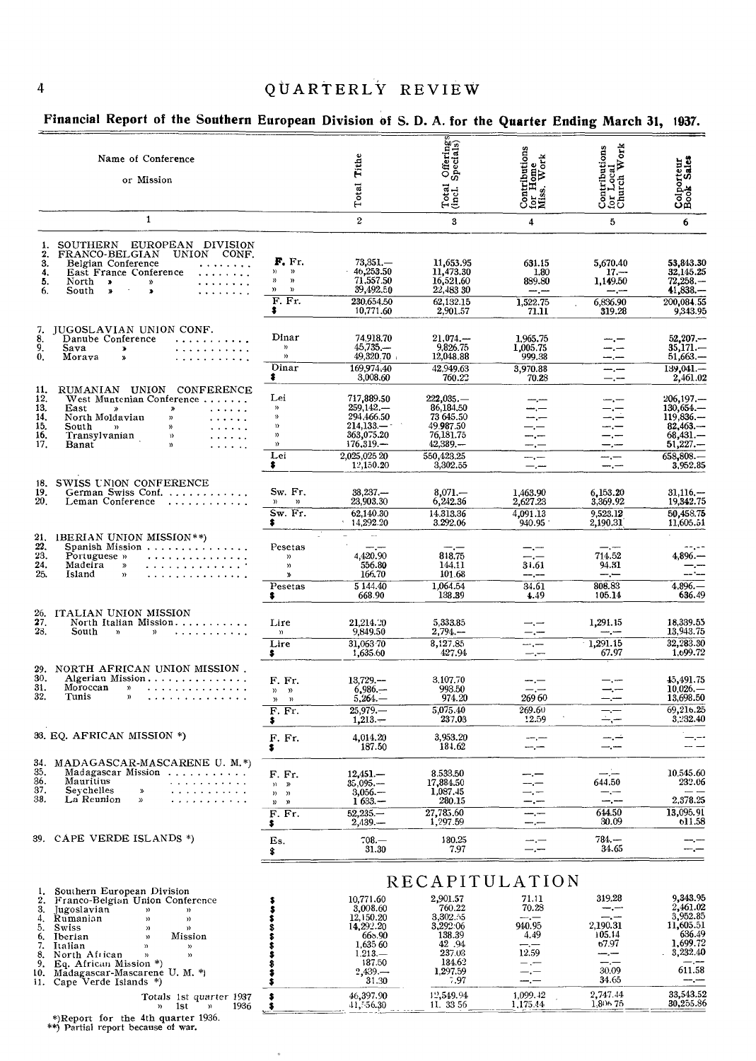## Financial Report of the Southern European Division of S. D. A. for the Quarter Ending March 31, 1937.

| Name of Conference or Mission | | Total Tithe | Total Offerings (incl. Specials) | Contributions for Home Miss. Work | Contributions for Local Church Work | Colporteur Book Sales |
|---|---|---|---|---|---|---|
| 1 | | 2 | 3 | 4 | 5 | 6 |
| 1. SOUTHERN EUROPEAN DIVISION | | | | | | |
| 2. FRANCO-BELGIAN UNION CONF. | | | | | | |
| 3. Belgian Conference | F. Fr. | 73,351.— | 11,653.95 | 631.15 | 5,670.40 | 53,843.30 |
| 4. East France Conference | » » | 46,253.50 | 11,473.30 | 1.80 | 17.— | 32,145.25 |
| 5. North » » | » » | 71,557.50 | 16,521.60 | 889.80 | 1,149.50 | 72,258.— |
| 6. South » » | » » | 39,492.50 | 22,483 30 | —.— | —.— | 41,838.— |
| | F. Fr. | 230,654.50 | 62,132.15 | 1,522.75 | 6,836.90 | 200,084.55 |
| | $ | 10,771.60 | 2,901.57 | 71.11 | 319.28 | 9,343.95 |
| 7. JUGOSLAVIAN UNION CONF. | | | | | | |
| 8. Danube Conference | Dinar | 74,918.70 | 21,074.— | 1,965.75 | —.— | 52,207.— |
| 9. Sava » | » | 45,735.— | 9,826.75 | 1,005.75 | —.— | 35,171.— |
| 0. Morava » | » | 49,320.70 | 12,048.88 | 999.38 | —.— | 51,663.— |
| | Dinar | 169,974.40 | 42,949.63 | 3,970.88 | —.— | 139,041.— |
| | $ | 3,008.60 | 760.22 | 70.28 | —.— | 2,461.02 |
| 11. RUMANIAN UNION CONFERENCE | | | | | | |
| 12. West Muntenian Conference | Lei | 717,889.50 | 222,035.— | —.— | —.— | 206,197.— |
| 13. East » » | » | 259,142.— | 86,184.50 | —.— | —.— | 130,654.— |
| 14. North Moldavian » | » | 294,466.50 | 73 645.50 | —.— | —.— | 119,836.— |
| 15. South » » | » | 214,133.— | 49,987.50 | —.— | —.— | 82,463.— |
| 16. Transylvanian » | » | 363,075.20 | 76,181.75 | —.— | —.— | 68,431.— |
| 17. Banat » | » | 176,319.— | 42,389.— | —.— | —.— | 51,227.— |
| | Lei | 2,025,025 20 | 550,423.25 | —.— | —.— | 658,808.— |
| | $ | 12,150.20 | 3,302.55 | —.— | —.— | 3,952.85 |
| 18. SWISS UNION CONFERENCE | | | | | | |
| 19. German Swiss Conf. | Sw. Fr. | 38,237.— | 8,071.— | 1,463.90 | 6,153.20 | 31,116.— |
| 20. Leman Conference | » » | 23,903.30 | 6,242.36 | 2,627.23 | 3,369.92 | 19,342.75 |
| | Sw. Fr. | 62,140.30 | 14,313.36 | 4,091.13 | 9,523.12 | 50,458.75 |
| | $ | 14,292.20 | 3,292.06 | 940.95 | 2,190.31 | 11,605.51 |
| 21. IBERIAN UNION MISSION**) | | | | | | |
| 22. Spanish Mission | Pesetas | —.— | —.— | —.— | —.— | —.— |
| 23. Portuguese » | » | 4,420.90 | 818.75 | —.— | 714.52 | 4,896.— |
| 24. Madeira » | » | 556.80 | 144.11 | 31.61 | 94.31 | —.— |
| 25. Island » | » | 166.70 | 101.68 | —.— | —.— | —.— |
| | Pesetas | 5 144.40 | 1,064.54 | 34.61 | 808.83 | 4,896.— |
| | $ | 668.90 | 138.39 | 4.49 | 105.14 | 636.49 |
| 26. ITALIAN UNION MISSION | | | | | | |
| 27. North Italian Mission | Lire | 21,214.20 | 5,333.85 | —.— | 1,291.15 | 18,339.55 |
| 28. South » » | » | 9,849.50 | 2,794.— | —.— | —.— | 13,943.75 |
| | Lire | 31,063 70 | 8,127.85 | —.— | 1,291.15 | 32,283.30 |
| | $ | 1,635.60 | 427.94 | —.— | 67.97 | 1,699.72 |
| 29. NORTH AFRICAN UNION MISSION | | | | | | |
| 30. Algerian Mission | F. Fr. | 13,729.— | 3,107.70 | —.— | —.— | 45,491.75 |
| 31. Moroccan » | » » | 6,986.— | 993.50 | —.— | —.— | 10,026.— |
| 32. Tunis » | » » | 5,264.— | 974.20 | 269 60 | —.— | 13,698.50 |
| | F. Fr. | 25,979.— | 5,075.40 | 269.60 | —.— | 69,216.25 |
| | $ | 1,213.— | 237.03 | 12.59 | —.— | 3,232.40 |
| 33. EQ. AFRICAN MISSION *) | F. Fr. | 4,014.20 | 3,953.20 | —.— | —.— | —.— |
| | $ | 187.50 | 184.62 | —.— | —.— | —.— |
| 34. MADAGASCAR-MASCARENE U. M.*) | | | | | | |
| 35. Madagascar Mission | F. Fr. | 12,451.— | 8,533.50 | —.— | —.— | 10,545.60 |
| 36. Mauritius | » » | 35,095.— | 17,884.50 | —.— | 644.50 | 232.06 |
| 37. Seychelles » | » » | 3,056.— | 1,087.45 | —.— | —.— | —.— |
| 38. La Reunion » | » » | 1 633.— | 280.15 | —.— | —.— | 2,378.25 |
| | F. Fr. | 52,235.— | 27,785.60 | —.— | 644.50 | 13,095.91 |
| | $ | 2,439.— | 1,297.59 | —.— | 30.09 | 611.58 |
| 39. CAPE VERDE ISLANDS *) | Es. | 708.— | 180.25 | —.— | 784.— | —.— |
| | $ | 31.30 | 7.97 | —.— | 34.65 | —.— |

### RECAPITULATION

| | | | | | | |
|---|---|---|---|---|---|---|
| 1. Southern European Division | $ | 10,771.60 | 2,901.57 | 71.11 | 319.28 | 9,343.95 |
| 2. Franco-Belgian Union Conference | $ | 3,008.60 | 760.22 | 70.28 | —.— | 2,461.02 |
| 3. Jugoslavian » » | $ | 12,150.20 | 3,302.55 | —.— | —.— | 3,952.85 |
| 4. Rumanian » » | $ | 14,292.20 | 3,292.06 | 940.95 | 2,190.31 | 11,605.51 |
| 5. Swiss » » | $ | 668.90 | 138.39 | 4.49 | 105.14 | 636.49 |
| 6. Iberian » Mission | $ | 1,635 60 | 427.94 | —.— | 67.97 | 1,699.72 |
| 7. Italian » » | $ | 1,213.— | 237.03 | 12.59 | —.— | 3,232.40 |
| 8. North African » » | $ | 187.50 | 184.62 | —.— | —.— | —.— |
| 9. Eq. African Mission *) | $ | 2,439.— | 1,297.59 | —.— | 30.09 | 611.58 |
| 10. Madagascar-Mascarene U. M. *) | $ | 31.30 | 7.97 | —.— | 34.65 | —.— |
| 11. Cape Verde Islands *) | $ | | | | | |
| Totals 1st quarter 1937 | $ | 46,397.90 | 12,549.94 | 1,099.42 | 2,747.44 | 33,543.52 |
| » 1st » 1936 | $ | 41,556.30 | 11 33 56 | 1,175.44 | 1,806 75 | 30,255.86 |

*) Report for the 4th quarter 1936.
**) Partial report because of war.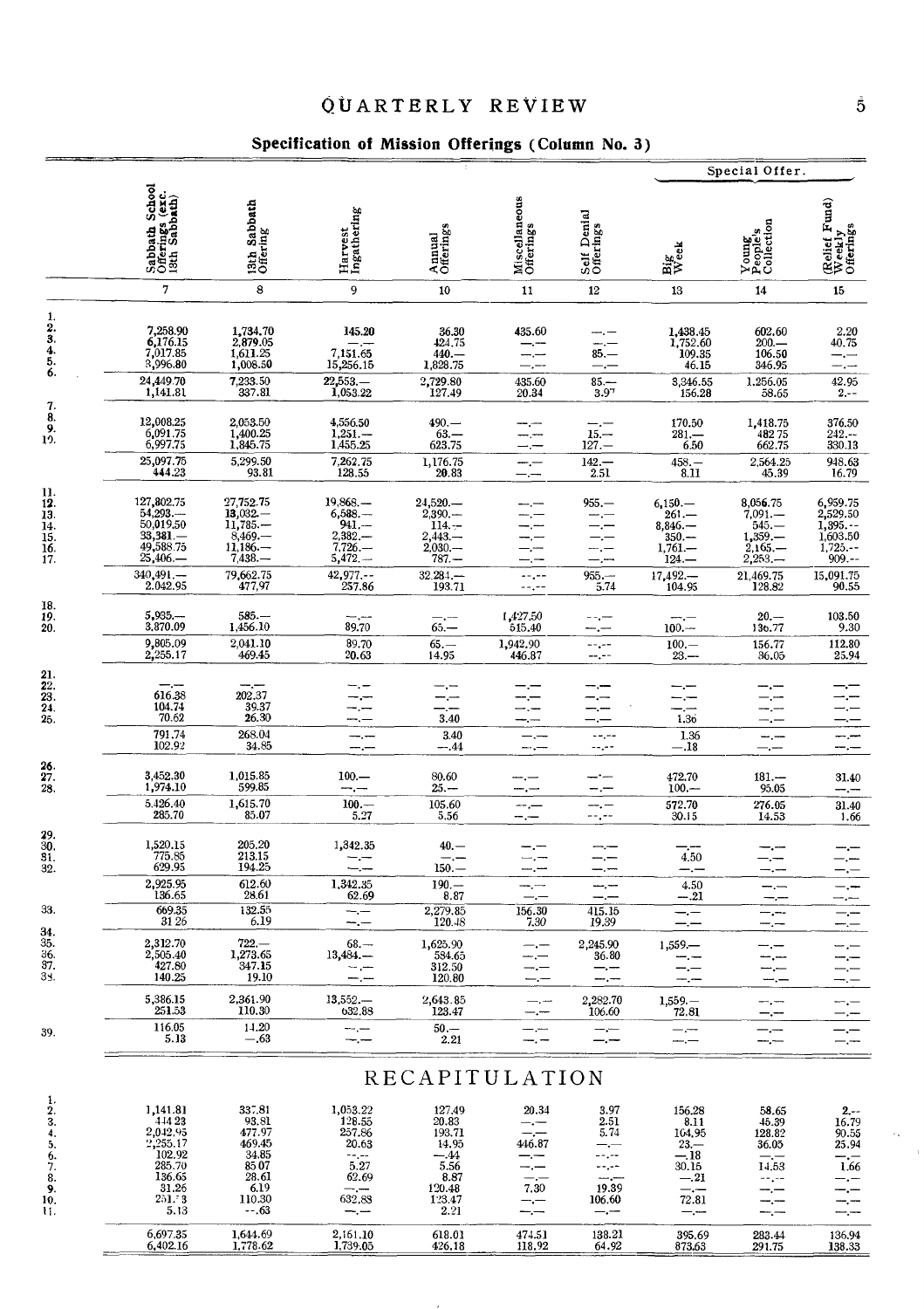# QUARTERLY REVIEW

## Specification of Mission Offerings (Column No. 3)

| | Sabbath School Offerings (exc. 13th Sabbath) | 13th Sabbath Offering | Harvest Ingathering | Annual Offerings | Miscellaneous Offerings | Self Denial Offerings | Special Offer. Big Week | Special Offer. Young People's Collection | Special Offer. (Relief Fund) Weekly Offerings |
|---|---|---|---|---|---|---|---|---|---|
| | 7 | 8 | 9 | 10 | 11 | 12 | 13 | 14 | 15 |
| 1. | | | | | | | | | |
| 2. | 7,258.90 | 1,734.70 | 145.20 | 36.30 | 435.60 | —.— | 1,438.45 | 602.60 | 2.20 |
| 3. | 6,176.15 | 2,879.05 | —.— | 424.75 | —.— | —.— | 1,752.60 | 200.— | 40.75 |
| 4. | 7,017.85 | 1,611.25 | 7,151.65 | 440.— | —.— | 85.— | 109.35 | 106.50 | —.— |
| 5. | 3,996.80 | 1,008.50 | 15,256.15 | 1,828.75 | —.— | —.— | 46.15 | 346.95 | —.— |
| 6. | 24,449.70 | 7,233.50 | 22,553.— | 2,729.80 | 435.60 | 85.— | 3,346.55 | 1,256.05 | 42.95 |
| | 1,141.81 | 337.81 | 1,053.22 | 127.49 | 20.34 | 3.97 | 156.28 | 58.65 | 2.— |
| 7. | | | | | | | | | |
| 8. | 12,008.25 | 2,053.50 | 4,556.50 | 490.— | —.— | —.— | 170.50 | 1,418.75 | 376.50 |
| 9. | 6,091.75 | 1,400.25 | 1,251.— | 63.— | —.— | 15.— | 281.— | 482.75 | 242.— |
| 10. | 6,997.75 | 1,845.75 | 1,455.25 | 623.75 | —.— | 127.— | 6.50 | 662.75 | 330.13 |
| | 25,097.75 | 5,299.50 | 7,262.75 | 1,176.75 | —.— | 142.— | 458.— | 2,564.25 | 948.63 |
| | 444.23 | 93.81 | 128.55 | 20.83 | —.— | 2.51 | 8.11 | 45.39 | 16.79 |
| 11. | | | | | | | | | |
| 12. | 127,802.75 | 27,752.75 | 19,868.— | 24,520.— | —.— | 955.— | 6,150.— | 8,056.75 | 6,959.75 |
| 13. | 54,293.— | 13,082.— | 6,588.— | 2,390.— | —.— | —.— | 261.— | 7,091.— | 2,529.50 |
| 14. | 50,019.50 | 11,785.— | 941.— | 114.— | —.— | —.— | 8,846.— | 545.— | 1,395.— |
| 15. | 33,381.— | 8,469.— | 2,382.— | 2,443.— | —.— | —.— | 350.— | 1,359.— | 1,603.50 |
| 16. | 49,588.75 | 11,186.— | 7,726.— | 2,030.— | —.— | —.— | 1,761.— | 2,165.— | 1,725.— |
| 17. | 25,406.— | 7,438.— | 5,472.— | 787.— | —.— | —.— | 124.— | 2,253.— | 909.— |
| | 340,491.— | 79,662.75 | 42,977.— | 32,284.— | —.— | 955.— | 17,492.— | 21,469.75 | 15,091.75 |
| | 2,042.95 | 477.97 | 257.86 | 193.71 | —.— | 5.74 | 104.95 | 128.82 | 90.55 |
| 18. | | | | | | | | | |
| 19. | 5,935.— | 585.— | —.— | —.— | 1,427.50 | —.— | —.— | 20.— | 103.50 |
| 20. | 3,870.09 | 1,456.10 | 89.70 | 65.— | 515.40 | —.— | 100.— | 136.77 | 9.30 |
| | 9,805.09 | 2,041.10 | 89.70 | 65.— | 1,942.90 | —.— | 100.— | 156.77 | 112.80 |
| | 2,255.17 | 469.45 | 20.63 | 14.95 | 446.87 | —.— | 23.— | 36.05 | 25.94 |
| 21. | | | | | | | | | |
| 22. | —.— | —.— | —.— | —.— | —.— | —.— | —.— | —.— | —.— |
| 23. | 616.38 | 202.37 | —.— | —.— | —.— | —.— | —.— | —.— | —.— |
| 24. | 104.74 | 39.37 | —.— | —.— | —.— | —.— | —.— | —.— | —.— |
| 25. | 70.62 | 26.30 | —.— | 3.40 | —.— | —.— | 1.36 | —.— | —.— |
| | 791.74 | 268.04 | —.— | 3.40 | —.— | —.— | 1.36 | —.— | —.— |
| | 102.92 | 34.85 | —.— | —.44 | —.— | —.— | —.18 | —.— | —.— |
| 26. | | | | | | | | | |
| 27. | 3,452.30 | 1,015.85 | 100.— | 80.60 | —.— | —.— | 472.70 | 181.— | 31.40 |
| 28. | 1,974.10 | 599.85 | —.— | 25.— | —.— | —.— | 100.— | 95.05 | —.— |
| | 5,426.40 | 1,615.70 | 100.— | 105.60 | —.— | —.— | 572.70 | 276.05 | 31.40 |
| | 285.70 | 85.07 | 5.27 | 5.56 | —.— | —.— | 30.15 | 14.53 | 1.66 |
| 29. | | | | | | | | | |
| 30. | 1,520.15 | 205.20 | 1,342.35 | 40.— | —.— | —.— | —.— | —.— | —.— |
| 31. | 775.85 | 213.15 | —.— | —.— | —.— | —.— | 4.50 | —.— | —.— |
| 32. | 629.95 | 194.25 | —.— | 150.— | —.— | —.— | —.— | —.— | —.— |
| | 2,925.95 | 612.60 | 1,342.35 | 190.— | —.— | —.— | 4.50 | —.— | —.— |
| | 136.65 | 28.61 | 62.69 | 8.87 | —.— | —.— | —.21 | —.— | —.— |
| 33. | 669.35 | 132.55 | —.— | 2,279.85 | 156.30 | 415.15 | —.— | —.— | —.— |
| | 31.26 | 6.19 | —.— | 120.48 | 7.30 | 19.39 | —.— | —.— | —.— |
| 34. | | | | | | | | | |
| 35. | 2,312.70 | 722.— | 68.— | 1,625.90 | —.— | 2,245.90 | 1,559.— | —.— | —.— |
| 36. | 2,505.40 | 1,273.65 | 13,484.— | 584.65 | —.— | 36.80 | —.— | —.— | —.— |
| 37. | 427.80 | 347.15 | —.— | 312.50 | —.— | —.— | —.— | —.— | —.— |
| 38. | 140.25 | 19.10 | —.— | 120.80 | —.— | —.— | —.— | —.— | —.— |
| | 5,386.15 | 2,361.90 | 13,552.— | 2,643.85 | —.— | 2,282.70 | 1,559.— | —.— | —.— |
| | 251.53 | 110.30 | 632.88 | 123.47 | —.— | 106.60 | 72.81 | —.— | —.— |
| 39. | 116.05 | 14.20 | —.— | 50.— | —.— | —.— | —.— | —.— | —.— |
| | 5.13 | —.63 | —.— | 2.21 | —.— | —.— | —.— | —.— | —.— |

## RECAPITULATION

| | 7 | 8 | 9 | 10 | 11 | 12 | 13 | 14 | 15 |
|---|---|---|---|---|---|---|---|---|---|
| 1. | 1,141.81 | 337.81 | 1,053.22 | 127.49 | 20.34 | 3.97 | 156.28 | 58.65 | 2.— |
| 2. | 444.23 | 93.81 | 128.55 | 20.83 | —.— | 2.51 | 8.11 | 45.39 | 16.79 |
| 3. | 2,042.95 | 477.97 | 257.86 | 193.71 | —.— | 5.74 | 104.95 | 128.82 | 90.55 |
| 4. | 2,255.17 | 469.45 | 20.63 | 14.95 | 446.87 | —.— | 23.— | 36.05 | 25.94 |
| 5. | 102.92 | 34.85 | —.— | —.44 | —.— | —.— | —.18 | —.— | —.— |
| 6. | 285.70 | 85.07 | 5.27 | 5.56 | —.— | —.— | 30.15 | 14.53 | 1.66 |
| 7. | 136.65 | 28.61 | 62.69 | 8.87 | —.— | —.— | —.21 | —.— | —.— |
| 8. | 31.26 | 6.19 | —.— | 120.48 | 7.30 | 19.39 | —.— | —.— | —.— |
| 9. | 251.53 | 110.30 | 632.88 | 123.47 | —.— | 106.60 | 72.81 | —.— | —.— |
| 10. | 5.13 | —.63 | —.— | 2.21 | —.— | —.— | —.— | —.— | —.— |
| 11. | | | | | | | | | |
| | 6,697.35 | 1,644.69 | 2,161.10 | 618.01 | 474.51 | 138.21 | 395.69 | 283.44 | 136.94 |
| | 6,402.16 | 1,778.62 | 1,739.05 | 426.18 | 118.92 | 64.92 | 873.63 | 291.75 | 138.33 |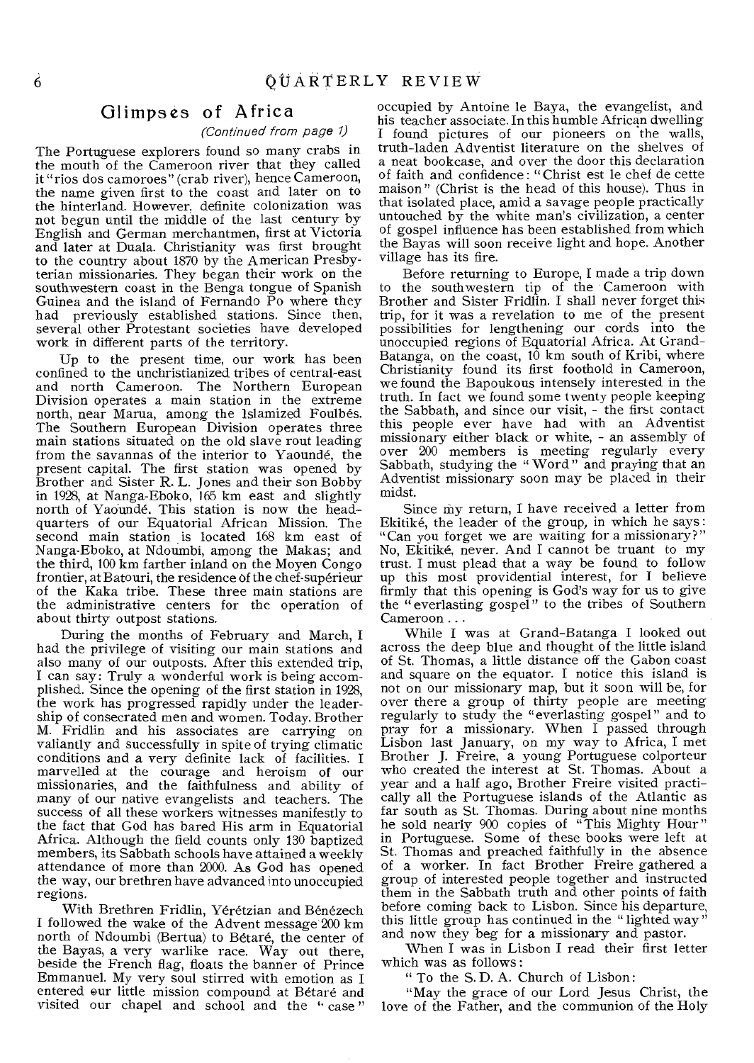## Glimpses of Africa

*(Continued from page 1)*

The Portuguese explorers found so many crabs in the mouth of the Cameroon river that they called it "rios dos camoroes" (crab river), hence Cameroon, the name given first to the coast and later on to the hinterland. However, definite colonization was not begun until the middle of the last century by English and German merchantmen, first at Victoria and later at Duala. Christianity was first brought to the country about 1870 by the American Presbyterian missionaries. They began their work on the southwestern coast in the Benga tongue of Spanish Guinea and the island of Fernando Po where they had previously established stations. Since then, several other Protestant societies have developed work in different parts of the territory.

Up to the present time, our work has been confined to the unchristianized tribes of central-east and north Cameroon. The Northern European Division operates a main station in the extreme north, near Marua, among the Islamized Foulbés. The Southern European Division operates three main stations situated on the old slave rout leading from the savannas of the interior to Yaoundé, the present capital. The first station was opened by Brother and Sister R. L. Jones and their son Bobby in 1928, at Nanga-Eboko, 165 km east and slightly north of Yaoundé. This station is now the headquarters of our Equatorial African Mission. The second main station is located 168 km east of Nanga-Eboko, at Ndoumbi, among the Makas; and the third, 100 km farther inland on the Moyen Congo frontier, at Batouri, the residence of the chef-supérieur of the Kaka tribe. These three main stations are the administrative centers for the operation of about thirty outpost stations.

During the months of February and March, I had the privilege of visiting our main stations and also many of our outposts. After this extended trip, I can say: Truly a wonderful work is being accomplished. Since the opening of the first station in 1928, the work has progressed rapidly under the leadership of consecrated men and women. Today, Brother M. Fridlin and his associates are carrying on valiantly and successfully in spite of trying climatic conditions and a very definite lack of facilities. I marvelled at the courage and heroism of our missionaries, and the faithfulness and ability of many of our native evangelists and teachers. The success of all these workers witnesses manifestly to the fact that God has bared His arm in Equatorial Africa. Although the field counts only 130 baptized members, its Sabbath schools have attained a weekly attendance of more than 2000. As God has opened the way, our brethren have advanced into unoccupied regions.

With Brethren Fridlin, Yérétzian and Bénézech I followed the wake of the Advent message 200 km north of Ndoumbi (Bertua) to Bétaré, the center of the Bayas, a very warlike race. Way out there, beside the French flag, floats the banner of Prince Emmanuel. My very soul stirred with emotion as I entered our little mission compound at Bétaré and visited our chapel and school and the "case" occupied by Antoine le Baya, the evangelist, and his teacher associate. In this humble African dwelling I found pictures of our pioneers on the walls, truth-laden Adventist literature on the shelves of a neat bookcase, and over the door this declaration of faith and confidence: "Christ est le chef de cette maison" (Christ is the head of this house). Thus in that isolated place, amid a savage people practically untouched by the white man's civilization, a center of gospel influence has been established from which the Bayas will soon receive light and hope. Another village has its fire.

Before returning to Europe, I made a trip down to the southwestern tip of the Cameroon with Brother and Sister Fridlin. I shall never forget this trip, for it was a revelation to me of the present possibilities for lengthening our cords into the unoccupied regions of Equatorial Africa. At Grand-Batanga, on the coast, 10 km south of Kribi, where Christianity found its first foothold in Cameroon, we found the Bapoukous intensely interested in the truth. In fact we found some twenty people keeping the Sabbath, and since our visit, - the first contact this people ever have had with an Adventist missionary either black or white, - an assembly of over 200 members is meeting regularly every Sabbath, studying the "Word" and praying that an Adventist missionary soon may be placed in their midst.

Since my return, I have received a letter from Ekitiké, the leader of the group, in which he says: "Can you forget we are waiting for a missionary?" No, Ekitiké, never. And I cannot be truant to my trust. I must plead that a way be found to follow up this most providential interest, for I believe firmly that this opening is God's way for us to give the "everlasting gospel" to the tribes of Southern Cameroon . . .

While I was at Grand-Batanga I looked out across the deep blue and thought of the little island of St. Thomas, a little distance off the Gabon coast and square on the equator. I notice this island is not on our missionary map, but it soon will be, for over there a group of thirty people are meeting regularly to study the "everlasting gospel" and to pray for a missionary. When I passed through Lisbon last January, on my way to Africa, I met Brother J. Freire, a young Portuguese colporteur who created the interest at St. Thomas. About a year and a half ago, Brother Freire visited practically all the Portuguese islands of the Atlantic as far south as St. Thomas. During about nine months he sold nearly 900 copies of "This Mighty Hour" in Portuguese. Some of these books were left at St. Thomas and preached faithfully in the absence of a worker. In fact Brother Freire gathered a group of interested people together and instructed them in the Sabbath truth and other points of faith before coming back to Lisbon. Since his departure, this little group has continued in the "lighted way" and now they beg for a missionary and pastor.

When I was in Lisbon I read their first letter which was as follows:

"To the S. D. A. Church of Lisbon:

"May the grace of our Lord Jesus Christ, the love of the Father, and the communion of the Holy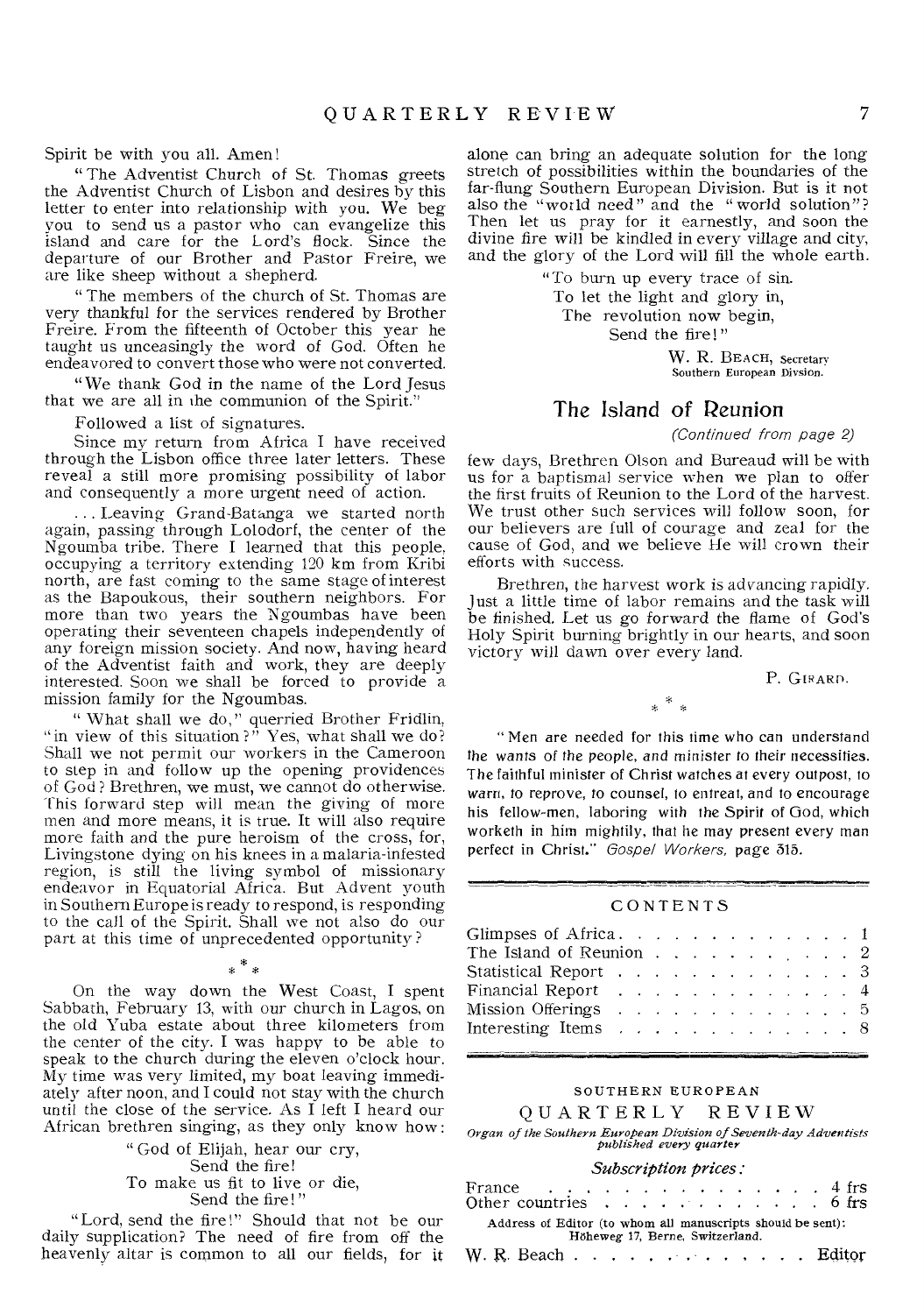Spirit be with you all. Amen!

"The Adventist Church of St. Thomas greets the Adventist Church of Lisbon and desires by this letter to enter into relationship with you. We beg you to send us a pastor who can evangelize this island and care for the Lord's flock. Since the departure of our Brother and Pastor Freire, we are like sheep without a shepherd.

"The members of the church of St. Thomas are very thankful for the services rendered by Brother Freire. From the fifteenth of October this year he taught us unceasingly the word of God. Often he endeavored to convert those who were not converted.

"We thank God in the name of the Lord Jesus that we are all in the communion of the Spirit."

Followed a list of signatures.

Since my return from Africa I have received through the Lisbon office three later letters. These reveal a still more promising possibility of labor and consequently a more urgent need of action.

... Leaving Grand-Batanga we started north again, passing through Lolodorf, the center of the Ngoumba tribe. There I learned that this people, occupying a territory extending 120 km from Kribi north, are fast coming to the same stage of interest as the Bapoukous, their southern neighbors. For more than two years the Ngoumbas have been operating their seventeen chapels independently of any foreign mission society. And now, having heard of the Adventist faith and work, they are deeply interested. Soon we shall be forced to provide a mission family for the Ngoumbas.

"What shall we do," querried Brother Fridlin, "in view of this situation?" Yes, what shall we do? Shall we not permit our workers in the Cameroon to step in and follow up the opening providences of God? Brethren, we must, we cannot do otherwise. This forward step will mean the giving of more men and more means, it is true. It will also require more faith and the pure heroism of the cross, for, Livingstone dying on his knees in a malaria-infested region, is still the living symbol of missionary endeavor in Equatorial Africa. But Advent youth in Southern Europe is ready to respond, is responding to the call of the Spirit. Shall we not also do our part at this time of unprecedented opportunity?

\* \* \*

On the way down the West Coast, I spent Sabbath, February 13, with our church in Lagos, on the old Yuba estate about three kilometers from the center of the city. I was happy to be able to speak to the church during the eleven o'clock hour. My time was very limited, my boat leaving immediately after noon, and I could not stay with the church until the close of the service. As I left I heard our African brethren singing, as they only know how:

> "God of Elijah, hear our cry,
> Send the fire!
> To make us fit to live or die,
> Send the fire!"

"Lord, send the fire!" Should that not be our daily supplication? The need of fire from off the heavenly altar is common to all our fields, for it alone can bring an adequate solution for the long stretch of possibilities within the boundaries of the far-flung Southern European Division. But is it not also the "world need" and the "world solution"? Then let us pray for it earnestly, and soon the divine fire will be kindled in every village and city, and the glory of the Lord will fill the whole earth.

> "To burn up every trace of sin.
> To let the light and glory in,
> The revolution now begin,
> Send the fire!"

W. R. BEACH, Secretary
Southern European Divsion.

## The Island of Reunion

*(Continued from page 2)*

few days, Brethren Olson and Bureaud will be with us for a baptismal service when we plan to offer the first fruits of Reunion to the Lord of the harvest. We trust other such services will follow soon, for our believers are full of courage and zeal for the cause of God, and we believe He will crown their efforts with success.

Brethren, the harvest work is advancing rapidly. Just a little time of labor remains and the task will be finished. Let us go forward the flame of God's Holy Spirit burning brightly in our hearts, and soon victory will dawn over every land.

P. GIRARD.

\* \* \*

"Men are needed for this time who can understand the wants of the people, and minister to their necessities. The faithful minister of Christ watches at every outpost, to warn, to reprove, to counsel, to entreat, and to encourage his fellow-men, laboring with the Spirit of God, which worketh in him mightily, that he may present every man perfect in Christ." *Gospel Workers,* page 315.

### CONTENTS

| | |
|---|---|
| Glimpses of Africa | 1 |
| The Island of Reunion | 2 |
| Statistical Report | 3 |
| Financial Report | 4 |
| Mission Offerings | 5 |
| Interesting Items | 8 |

SOUTHERN EUROPEAN

## QUARTERLY REVIEW

*Organ of the Southern European Division of Seventh-day Adventists published every quarter*

*Subscription prices:*

| | |
|---|---|
| France | 4 frs |
| Other countries | 6 frs |

Address of Editor (to whom all manuscripts should be sent): Höheweg 17, Berne, Switzerland.

W. R. Beach . . . . . . . . . . . . Editor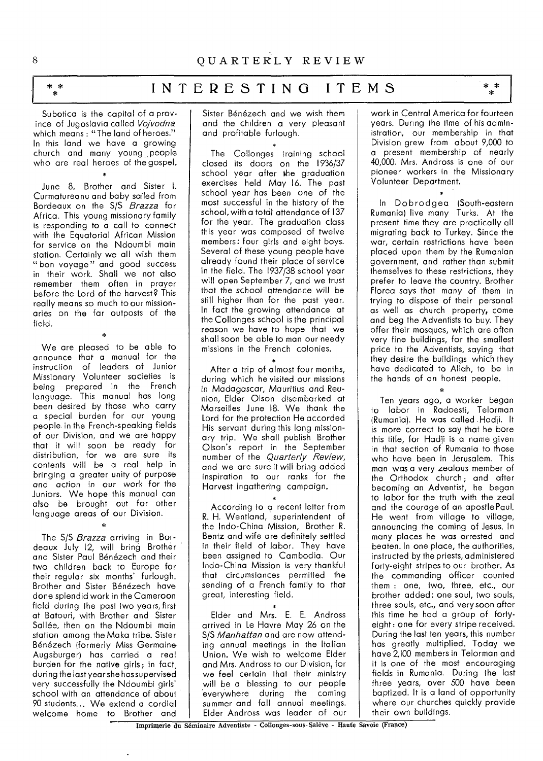## INTERESTING ITEMS

Subotica is the capital of a province of Jugoslavia called *Vojvodna* which means : "The land of heroes." In this land we have a growing church and many young people who are real heroes of the gospel.

\*

June 8, Brother and Sister I. Curmatureanu and baby sailed from Bordeaux on the S/S *Brazza* for Africa. This young missionary family is responding to a call to connect with the Equatorial African Mission for service on the Ndoumbi main station. Certainly we all wish them "bon voyage" and good success in their work. Shall we not also remember them often in prayer before the Lord of the harvest? This really means so much to our missionaries on the far outposts of the field.

\*

We are pleased to be able to announce that a manual for the instruction of leaders of Junior Missionary Volunteer societies is being prepared in the French language. This manual has long been desired by those who carry a special burden for our young people in the French-speaking fields of our Division, and we are happy that it will soon be ready for distribution, for we are sure its contents will be a real help in bringing a greater unity of purpose and action in our work for the Juniors. We hope this manual can also be brought out for other language areas of our Division.

\*

The S/S *Brazza* arriving in Bordeaux July 12, will bring Brother and Sister Paul Bénézech and their two children back to Europe for their regular six months' furlough. Brother and Sister Bénézech have done splendid work in the Cameroon field during the past two years, first at Batouri, with Brother and Sister Sallée, then on the Ndoumbi main station among the Maka tribe. Sister Bénézech (formerly Miss Germaine Augsburger) has carried a real burden for the native girls; in fact, during the last year she has supervised very successfully the Ndoumbi girls' school with an attendance of about 90 students... We extend a cordial welcome home to Brother and Sister Bénézech and we wish them and the children a very pleasant and profitable furlough.

\*

The Collonges training school closed its doors on the 1936/37 school year after the graduation exercises held May 16. The past school year has been one of the most successful in the history of the school, with a total attendance of 137 for the year. The graduation class this year was composed of twelve members: four girls and eight boys. Several of these young people have already found their place of service in the field. The 1937/38 school year will open September 7, and we trust that the school attendance will be still higher than for the past year. In fact the growing attendance at the Collonges school is the principal reason we have to hope that we shall soon be able to man our needy missions in the French colonies.

\*

After a trip of almost four months, during which he visited our missions in Madagascar, Mauritius and Reunion, Elder Olson disembarked at Marseilles June 18. We thank the Lord for the protection He accorded His servant during this long missionary trip. We shall publish Brother Olson's report in the September number of the *Quarterly Review*, and we are sure it will bring added inspiration to our ranks for the Harvest Ingathering campaign.

\*

According to a recent letter from R. H. Wentland, superintendent of the Indo-China Mission, Brother R. Bentz and wife are definitely settled in their field of labor. They have been assigned to Cambodia. Our Indo-China Mission is very thankful that circumstances permitted the sending of a French family to that great, interesting field.

\*

Elder and Mrs. E. E. Andross arrived in Le Havre May 26 on the S/S *Manhattan* and are now attending annual meetings in the Italian Union. We wish to welcome Elder and Mrs. Andross to our Division, for we feel certain that their ministry will be a blessing to our people everywhere during the coming summer and fall annual meetings. Elder Andross was leader of our work in Central America for fourteen years. During the time of his administration, our membership in that Division grew from about 9,000 to a present membership of nearly 40,000. Mrs. Andross is one of our pioneer workers in the Missionary Volunteer Department.

\*

In Dobrodgea (South-eastern Rumania) live many Turks. At the present time they are practically all migrating back to Turkey. Since the war, certain restrictions have been placed upon them by the Rumanian government, and rather than submit themselves to these restrictions, they prefer to leave the country. Brother Florea says that many of them in trying to dispose of their personal as well as church property, come and beg the Adventists to buy. They offer their mosques, which are often very fine buildings, for the smallest price to the Adventists, saying that they desire the buildings which they have dedicated to Allah, to be in the hands of an honest people.

\*

Ten years ago, a worker began to labor in Radoesti, Telorman (Rumania). He was called Hadji. It is more correct to say that he bore this title, for Hadji is a name given in that section of Rumania to those who have been in Jerusalem. This man was a very zealous member of the Orthodox church; and after becoming an Adventist, he began to labor for the truth with the zeal and the courage of an apostle Paul. He went from village to village, announcing the coming of Jesus. In many places he was arrested and beaten. In one place, the authorities, instructed by the priests, administered forty-eight stripes to our brother. As the commanding officer counted them : one, two, three, etc., our brother added: one soul, two souls, three souls, etc., and very soon after this time he had a group of forty-eight: one for every stripe received. During the last ten years, this number has greatly multiplied. Today we have 2,100 members in Telorman and it is one of the most encouraging fields in Rumania. During the last three years, over 500 have been baptized. It is a land of opportunity where our churches quickly provide their own buildings.

Imprimerie du Séminaire Adventiste - Collonges-sous-Salève - Haute Savoie (France)